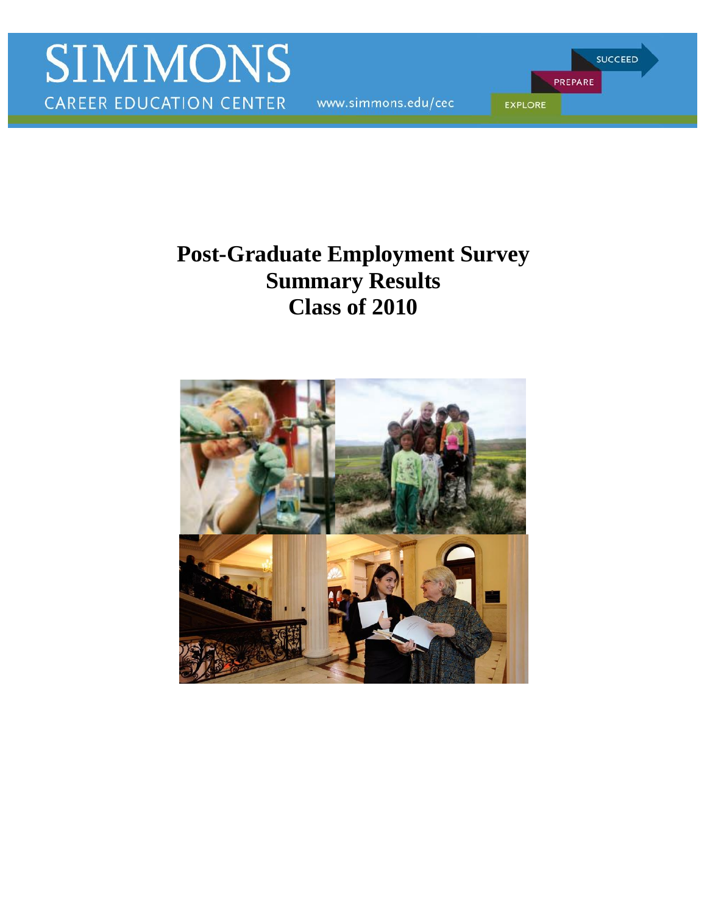SIMMONS

CAREER EDUCATION CENTER

www.simmons.edu/cec

SUCCEED

PREPARE

EXPLORE

# Post-Graduate Employment Survey
# Summary Results
# Class of 2010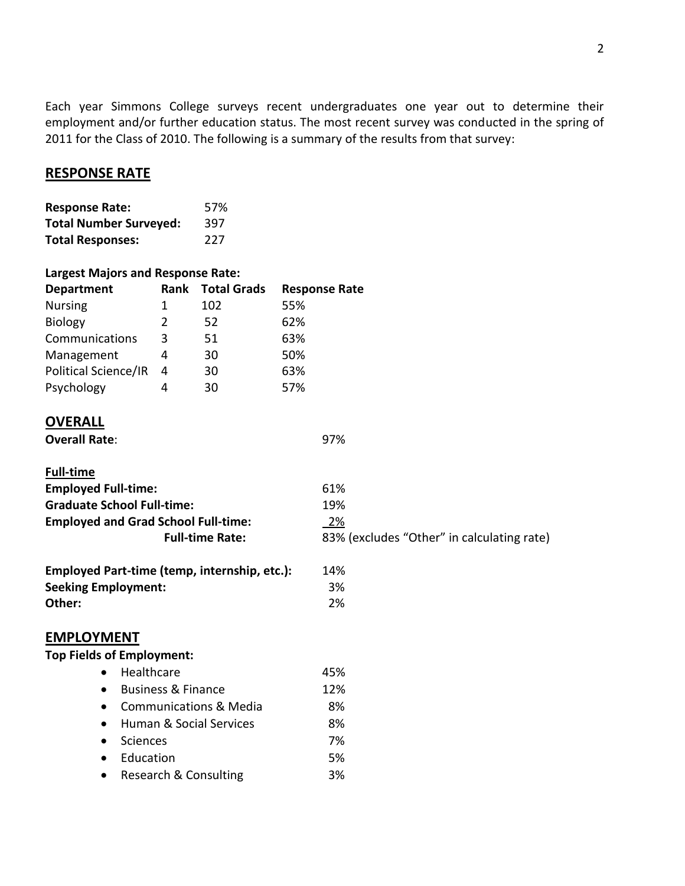Each year Simmons College surveys recent undergraduates one year out to determine their employment and/or further education status. The most recent survey was conducted in the spring of 2011 for the Class of 2010. The following is a summary of the results from that survey:

## RESPONSE RATE

| | |
|---|---|
| **Response Rate:** | 57% |
| **Total Number Surveyed:** | 397 |
| **Total Responses:** | 227 |

**Largest Majors and Response Rate:**

| Department | Rank | Total Grads | Response Rate |
|---|---|---|---|
| Nursing | 1 | 102 | 55% |
| Biology | 2 | 52 | 62% |
| Communications | 3 | 51 | 63% |
| Management | 4 | 30 | 50% |
| Political Science/IR | 4 | 30 | 63% |
| Psychology | 4 | 30 | 57% |

## OVERALL

**Overall Rate**: 97%

**Full-time**

| | |
|---|---|
| **Employed Full-time:** | 61% |
| **Graduate School Full-time:** | 19% |
| **Employed and Grad School Full-time:** | 2% |
| **Full-time Rate:** | 83% (excludes "Other" in calculating rate) |

| | |
|---|---|
| **Employed Part-time (temp, internship, etc.):** | 14% |
| **Seeking Employment:** | 3% |
| **Other:** | 2% |

## EMPLOYMENT

**Top Fields of Employment:**

| | |
|---|---|
| • Healthcare | 45% |
| • Business & Finance | 12% |
| • Communications & Media | 8% |
| • Human & Social Services | 8% |
| • Sciences | 7% |
| • Education | 5% |
| • Research & Consulting | 3% |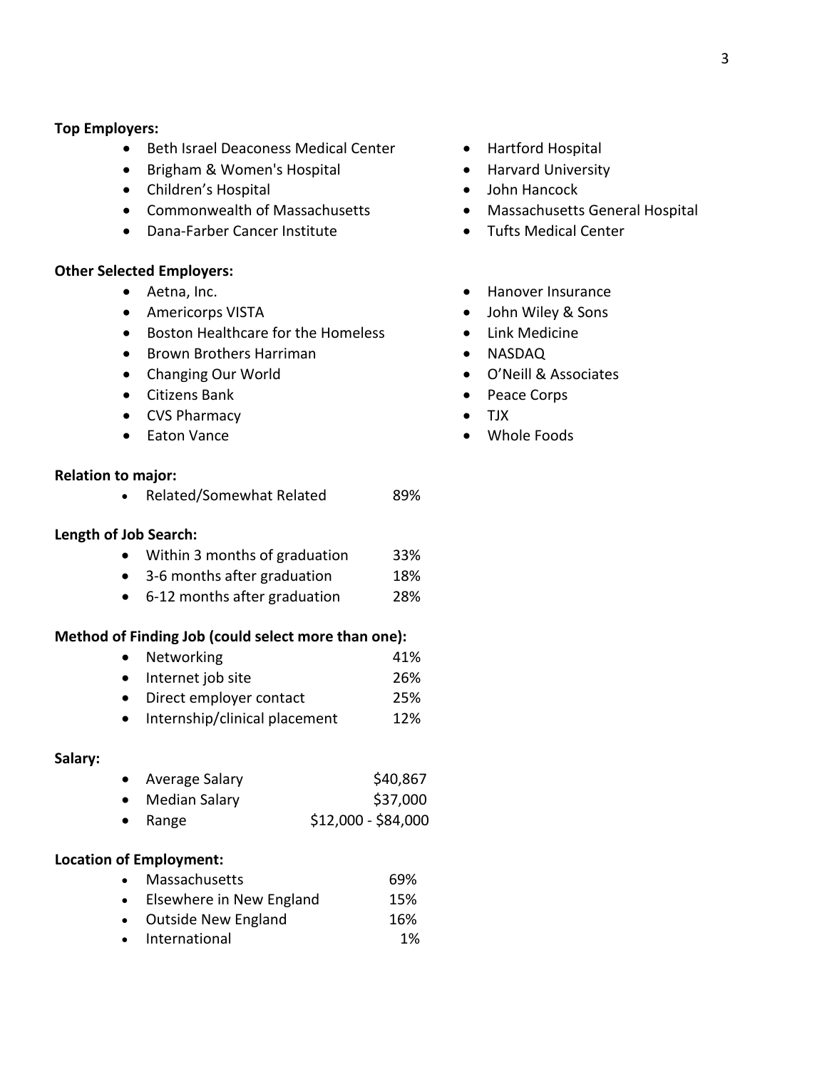**Top Employers:**

- Beth Israel Deaconess Medical Center
- Brigham & Women's Hospital
- Children's Hospital
- Commonwealth of Massachusetts
- Dana-Farber Cancer Institute
- Hartford Hospital
- Harvard University
- John Hancock
- Massachusetts General Hospital
- Tufts Medical Center

**Other Selected Employers:**

- Aetna, Inc.
- Americorps VISTA
- Boston Healthcare for the Homeless
- Brown Brothers Harriman
- Changing Our World
- Citizens Bank
- CVS Pharmacy
- Eaton Vance
- Hanover Insurance
- John Wiley & Sons
- Link Medicine
- NASDAQ
- O'Neill & Associates
- Peace Corps
- TJX
- Whole Foods

**Relation to major:**

- Related/Somewhat Related 89%

**Length of Job Search:**

- Within 3 months of graduation 33%
- 3-6 months after graduation 18%
- 6-12 months after graduation 28%

**Method of Finding Job (could select more than one):**

- Networking 41%
- Internet job site 26%
- Direct employer contact 25%
- Internship/clinical placement 12%

**Salary:**

- Average Salary $40,867
- Median Salary $37,000
- Range $12,000 - $84,000

**Location of Employment:**

- Massachusetts 69%
- Elsewhere in New England 15%
- Outside New England 16%
- International 1%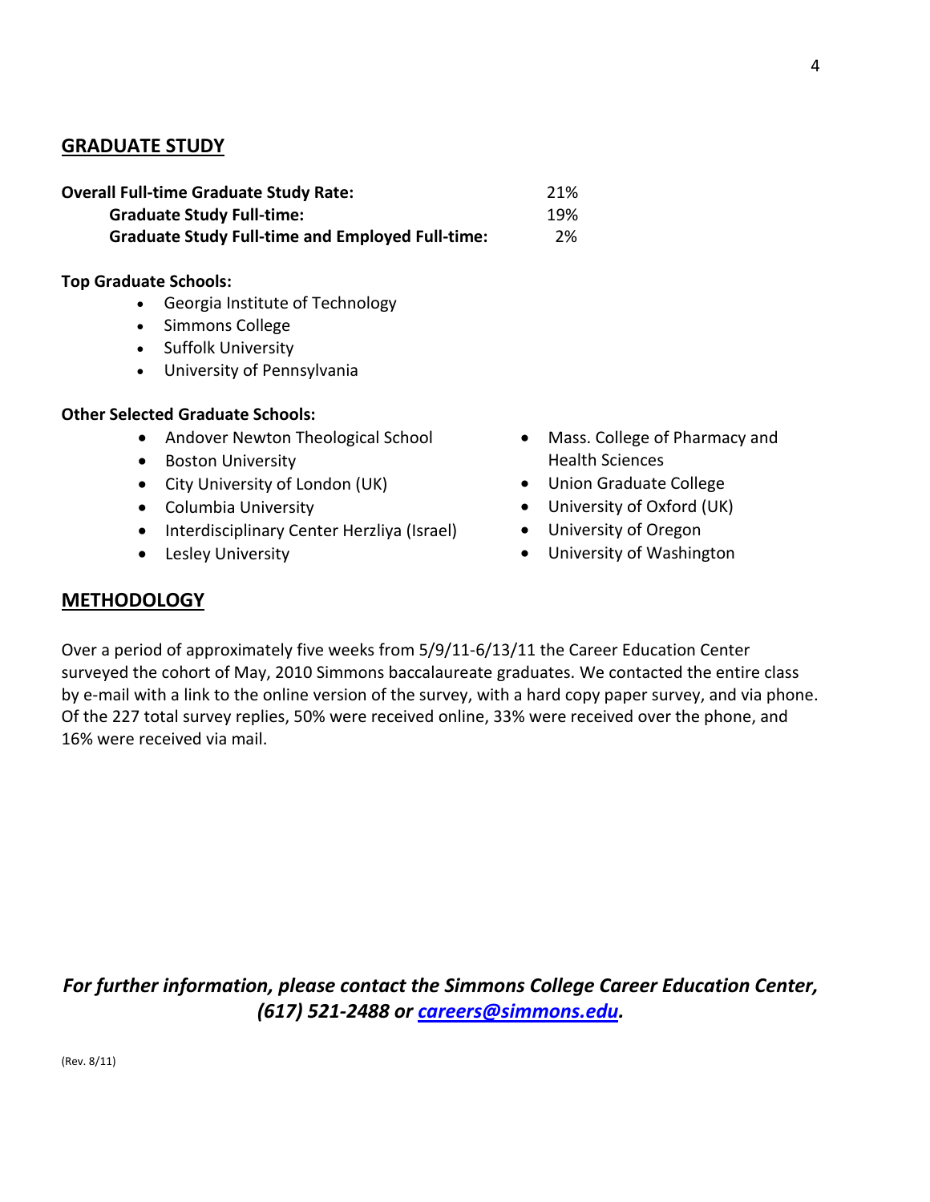## GRADUATE STUDY

| | |
|---|---|
| **Overall Full-time Graduate Study Rate:** | 21% |
| **Graduate Study Full-time:** | 19% |
| **Graduate Study Full-time and Employed Full-time:** | 2% |

**Top Graduate Schools:**

- Georgia Institute of Technology
- Simmons College
- Suffolk University
- University of Pennsylvania

**Other Selected Graduate Schools:**

- Andover Newton Theological School
- Boston University
- City University of London (UK)
- Columbia University
- Interdisciplinary Center Herzliya (Israel)
- Lesley University
- Mass. College of Pharmacy and Health Sciences
- Union Graduate College
- University of Oxford (UK)
- University of Oregon
- University of Washington

## METHODOLOGY

Over a period of approximately five weeks from 5/9/11-6/13/11 the Career Education Center surveyed the cohort of May, 2010 Simmons baccalaureate graduates. We contacted the entire class by e-mail with a link to the online version of the survey, with a hard copy paper survey, and via phone. Of the 227 total survey replies, 50% were received online, 33% were received over the phone, and 16% were received via mail.

***For further information, please contact the Simmons College Career Education Center, (617) 521-2488 or [careers@simmons.edu](mailto:careers@simmons.edu).***

(Rev. 8/11)